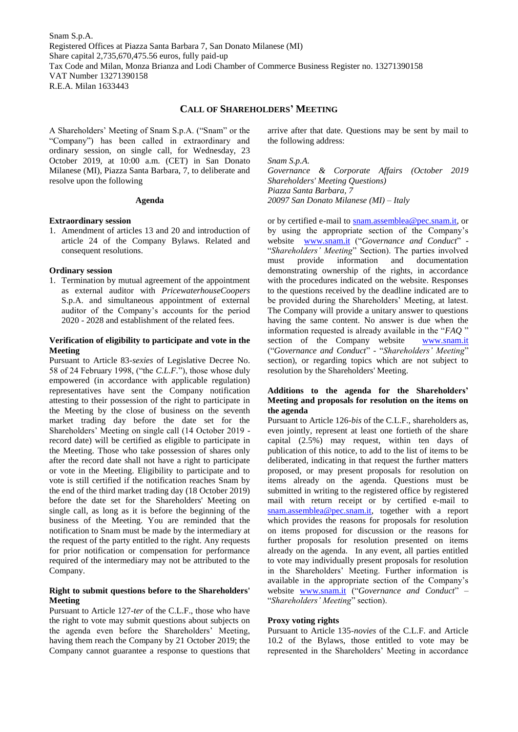Snam S.p.A.
Registered Offices at Piazza Santa Barbara 7, San Donato Milanese (MI)
Share capital 2,735,670,475.56 euros, fully paid-up
Tax Code and Milan, Monza Brianza and Lodi Chamber of Commerce Business Register no. 13271390158
VAT Number 13271390158
R.E.A. Milan 1633443

# CALL OF SHAREHOLDERS' MEETING

A Shareholders' Meeting of Snam S.p.A. ("Snam" or the "Company") has been called in extraordinary and ordinary session, on single call, for Wednesday, 23 October 2019, at 10:00 a.m. (CET) in San Donato Milanese (MI), Piazza Santa Barbara, 7, to deliberate and resolve upon the following

**Agenda**

**Extraordinary session**

1. Amendment of articles 13 and 20 and introduction of article 24 of the Company Bylaws. Related and consequent resolutions.

**Ordinary session**

1. Termination by mutual agreement of the appointment as external auditor with *PricewaterhouseCoopers* S.p.A. and simultaneous appointment of external auditor of the Company's accounts for the period 2020 - 2028 and establishment of the related fees.

**Verification of eligibility to participate and vote in the Meeting**

Pursuant to Article 83-*sexies* of Legislative Decree No. 58 of 24 February 1998, ("the *C.L.F.*"), those whose duly empowered (in accordance with applicable regulation) representatives have sent the Company notification attesting to their possession of the right to participate in the Meeting by the close of business on the seventh market trading day before the date set for the Shareholders' Meeting on single call (14 October 2019 - record date) will be certified as eligible to participate in the Meeting. Those who take possession of shares only after the record date shall not have a right to participate or vote in the Meeting. Eligibility to participate and to vote is still certified if the notification reaches Snam by the end of the third market trading day (18 October 2019) before the date set for the Shareholders' Meeting on single call, as long as it is before the beginning of the business of the Meeting. You are reminded that the notification to Snam must be made by the intermediary at the request of the party entitled to the right. Any requests for prior notification or compensation for performance required of the intermediary may not be attributed to the Company.

**Right to submit questions before to the Shareholders' Meeting**

Pursuant to Article 127-*ter* of the C.L.F., those who have the right to vote may submit questions about subjects on the agenda even before the Shareholders' Meeting, having them reach the Company by 21 October 2019; the Company cannot guarantee a response to questions that arrive after that date. Questions may be sent by mail to the following address:

*Snam S.p.A.*
*Governance & Corporate Affairs (October 2019 Shareholders' Meeting Questions)*
*Piazza Santa Barbara, 7*
*20097 San Donato Milanese (MI) – Italy*

or by certified e-mail to snam.assemblea@pec.snam.it, or by using the appropriate section of the Company's website www.snam.it ("*Governance and Conduct*" - "*Shareholders' Meeting*" Section). The parties involved must provide information and documentation demonstrating ownership of the rights, in accordance with the procedures indicated on the website. Responses to the questions received by the deadline indicated are to be provided during the Shareholders' Meeting, at latest. The Company will provide a unitary answer to questions having the same content. No answer is due when the information requested is already available in the "*FAQ* " section of the Company website www.snam.it ("*Governance and Conduct*" - "*Shareholders' Meeting*" section), or regarding topics which are not subject to resolution by the Shareholders' Meeting.

**Additions to the agenda for the Shareholders' Meeting and proposals for resolution on the items on the agenda**

Pursuant to Article 126-*bis* of the C.L.F., shareholders as, even jointly, represent at least one fortieth of the share capital (2.5%) may request, within ten days of publication of this notice, to add to the list of items to be deliberated, indicating in that request the further matters proposed, or may present proposals for resolution on items already on the agenda. Questions must be submitted in writing to the registered office by registered mail with return receipt or by certified e-mail to snam.assemblea@pec.snam.it, together with a report which provides the reasons for proposals for resolution on items proposed for discussion or the reasons for further proposals for resolution presented on items already on the agenda. In any event, all parties entitled to vote may individually present proposals for resolution in the Shareholders' Meeting. Further information is available in the appropriate section of the Company's website www.snam.it ("*Governance and Conduct*" – "*Shareholders' Meeting*" section).

**Proxy voting rights**

Pursuant to Article 135-*novies* of the C.L.F. and Article 10.2 of the Bylaws, those entitled to vote may be represented in the Shareholders' Meeting in accordance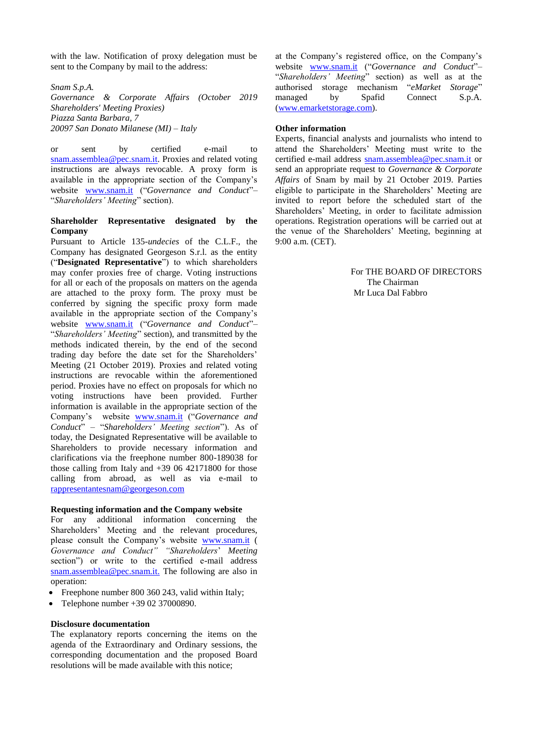with the law. Notification of proxy delegation must be sent to the Company by mail to the address:

*Snam S.p.A.*
*Governance & Corporate Affairs (October 2019 Shareholders' Meeting Proxies)*
*Piazza Santa Barbara, 7*
*20097 San Donato Milanese (MI) – Italy*

or sent by certified e-mail to snam.assemblea@pec.snam.it. Proxies and related voting instructions are always revocable. A proxy form is available in the appropriate section of the Company's website www.snam.it ("*Governance and Conduct*"– "*Shareholders' Meeting*" section).

**Shareholder Representative designated by the Company**

Pursuant to Article 135-*undecies* of the C.L.F., the Company has designated Georgeson S.r.l. as the entity ("**Designated Representative**") to which shareholders may confer proxies free of charge. Voting instructions for all or each of the proposals on matters on the agenda are attached to the proxy form. The proxy must be conferred by signing the specific proxy form made available in the appropriate section of the Company's website www.snam.it ("*Governance and Conduct*"– "*Shareholders' Meeting*" section), and transmitted by the methods indicated therein, by the end of the second trading day before the date set for the Shareholders' Meeting (21 October 2019). Proxies and related voting instructions are revocable within the aforementioned period. Proxies have no effect on proposals for which no voting instructions have been provided. Further information is available in the appropriate section of the Company's website www.snam.it ("*Governance and Conduct*" – "*Shareholders' Meeting section*"). As of today, the Designated Representative will be available to Shareholders to provide necessary information and clarifications via the freephone number 800-189038 for those calling from Italy and +39 06 42171800 for those calling from abroad, as well as via e-mail to rappresentantesnam@georgeson.com

**Requesting information and the Company website**

For any additional information concerning the Shareholders' Meeting and the relevant procedures, please consult the Company's website www.snam.it ( *Governance and Conduct" "Shareholders' Meeting* section") or write to the certified e-mail address snam.assemblea@pec.snam.it. The following are also in operation:

- Freephone number 800 360 243, valid within Italy;
- Telephone number +39 02 37000890.

**Disclosure documentation**

The explanatory reports concerning the items on the agenda of the Extraordinary and Ordinary sessions, the corresponding documentation and the proposed Board resolutions will be made available with this notice; at the Company's registered office, on the Company's website www.snam.it ("*Governance and Conduct*"– "*Shareholders' Meeting*" section) as well as at the authorised storage mechanism "*eMarket Storage*" managed by Spafid Connect S.p.A. (www.emarketstorage.com).

**Other information**

Experts, financial analysts and journalists who intend to attend the Shareholders' Meeting must write to the certified e-mail address snam.assemblea@pec.snam.it or send an appropriate request to *Governance & Corporate Affairs* of Snam by mail by 21 October 2019. Parties eligible to participate in the Shareholders' Meeting are invited to report before the scheduled start of the Shareholders' Meeting, in order to facilitate admission operations. Registration operations will be carried out at the venue of the Shareholders' Meeting, beginning at 9:00 a.m. (CET).

For THE BOARD OF DIRECTORS
The Chairman
Mr Luca Dal Fabbro